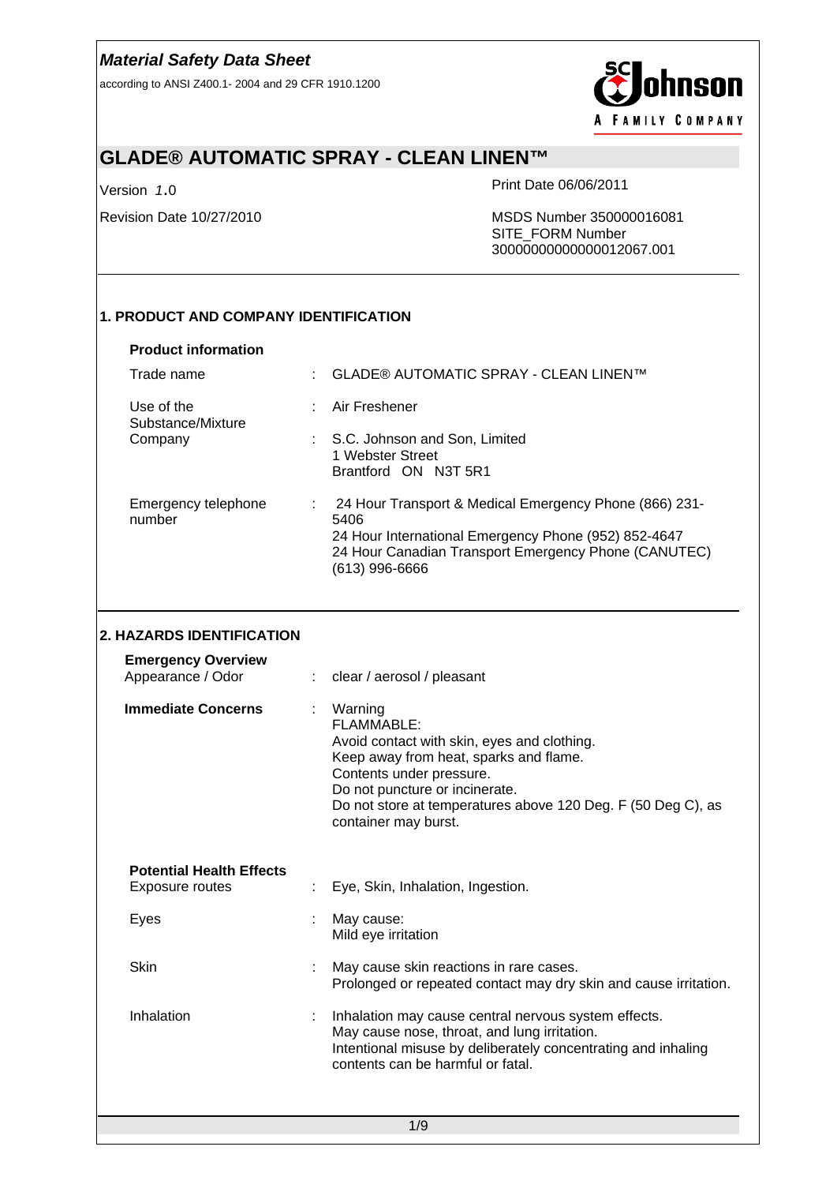*Material Safety Data Sheet*

according to ANSI Z400.1- 2004 and 29 CFR 1910.1200

# GLADE® AUTOMATIC SPRAY - CLEAN LINEN™

Version 1.0

Print Date 06/06/2011

Revision Date 10/27/2010

MSDS Number 350000016081
SITE_FORM Number
30000000000000012067.001

## 1. PRODUCT AND COMPANY IDENTIFICATION

### Product information

| | | |
|---|---|---|
| Trade name | : | GLADE® AUTOMATIC SPRAY - CLEAN LINEN™ |
| Use of the Substance/Mixture | : | Air Freshener |
| Company | : | S.C. Johnson and Son, Limited<br>1 Webster Street<br>Brantford ON N3T 5R1 |
| Emergency telephone number | : | 24 Hour Transport & Medical Emergency Phone (866) 231-5406<br>24 Hour International Emergency Phone (952) 852-4647<br>24 Hour Canadian Transport Emergency Phone (CANUTEC) (613) 996-6666 |

## 2. HAZARDS IDENTIFICATION

### Emergency Overview

| | | |
|---|---|---|
| Appearance / Odor | : | clear / aerosol / pleasant |
| **Immediate Concerns** | : | Warning<br>FLAMMABLE:<br>Avoid contact with skin, eyes and clothing.<br>Keep away from heat, sparks and flame.<br>Contents under pressure.<br>Do not puncture or incinerate.<br>Do not store at temperatures above 120 Deg. F (50 Deg C), as container may burst. |

### Potential Health Effects

| | | |
|---|---|---|
| Exposure routes | : | Eye, Skin, Inhalation, Ingestion. |
| Eyes | : | May cause:<br>Mild eye irritation |
| Skin | : | May cause skin reactions in rare cases.<br>Prolonged or repeated contact may dry skin and cause irritation. |
| Inhalation | : | Inhalation may cause central nervous system effects.<br>May cause nose, throat, and lung irritation.<br>Intentional misuse by deliberately concentrating and inhaling contents can be harmful or fatal. |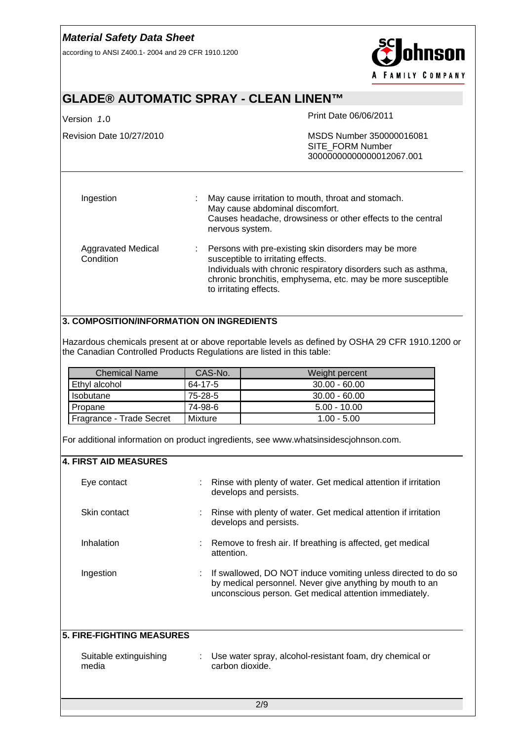| | |
|---|---|
| Ingestion | : May cause irritation to mouth, throat and stomach. May cause abdominal discomfort. Causes headache, drowsiness or other effects to the central nervous system. |
| Aggravated Medical Condition | : Persons with pre-existing skin disorders may be more susceptible to irritating effects. Individuals with chronic respiratory disorders such as asthma, chronic bronchitis, emphysema, etc. may be more susceptible to irritating effects. |

## 3. COMPOSITION/INFORMATION ON INGREDIENTS

Hazardous chemicals present at or above reportable levels as defined by OSHA 29 CFR 1910.1200 or the Canadian Controlled Products Regulations are listed in this table:

| Chemical Name | CAS-No. | Weight percent |
|---|---|---|
| Ethyl alcohol | 64-17-5 | 30.00 - 60.00 |
| Isobutane | 75-28-5 | 30.00 - 60.00 |
| Propane | 74-98-6 | 5.00 - 10.00 |
| Fragrance - Trade Secret | Mixture | 1.00 - 5.00 |

For additional information on product ingredients, see www.whatsinsidescjohnson.com.

## 4. FIRST AID MEASURES

| | |
|---|---|
| Eye contact | : Rinse with plenty of water. Get medical attention if irritation develops and persists. |
| Skin contact | : Rinse with plenty of water. Get medical attention if irritation develops and persists. |
| Inhalation | : Remove to fresh air. If breathing is affected, get medical attention. |
| Ingestion | : If swallowed, DO NOT induce vomiting unless directed to do so by medical personnel. Never give anything by mouth to an unconscious person. Get medical attention immediately. |

## 5. FIRE-FIGHTING MEASURES

| | |
|---|---|
| Suitable extinguishing media | : Use water spray, alcohol-resistant foam, dry chemical or carbon dioxide. |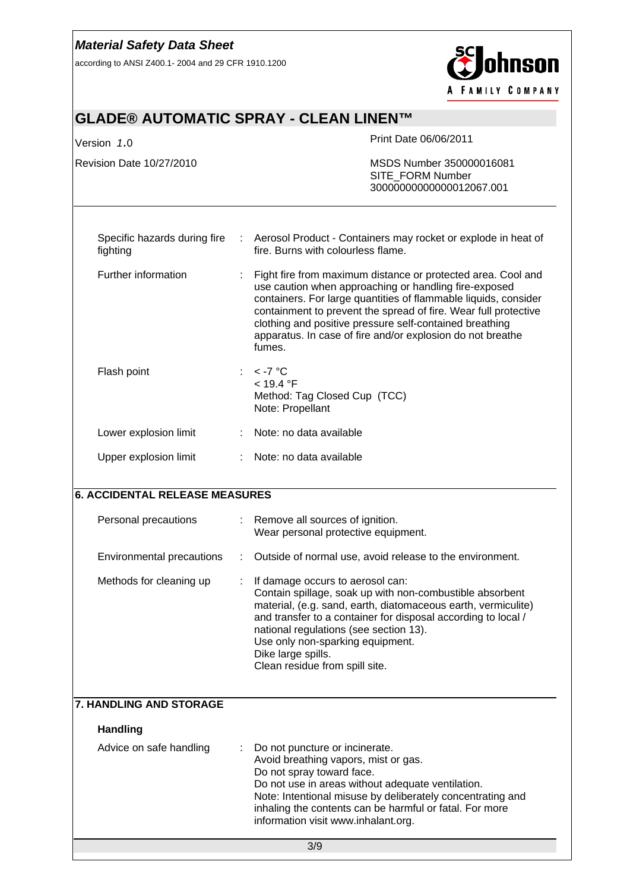| | | |
|---|---|---|
| Specific hazards during fire fighting | : | Aerosol Product - Containers may rocket or explode in heat of fire. Burns with colourless flame. |
| Further information | : | Fight fire from maximum distance or protected area. Cool and use caution when approaching or handling fire-exposed containers. For large quantities of flammable liquids, consider containment to prevent the spread of fire. Wear full protective clothing and positive pressure self-contained breathing apparatus. In case of fire and/or explosion do not breathe fumes. |
| Flash point | : | < -7 °C<br>< 19.4 °F<br>Method: Tag Closed Cup (TCC)<br>Note: Propellant |
| Lower explosion limit | : | Note: no data available |
| Upper explosion limit | : | Note: no data available |

## 6. ACCIDENTAL RELEASE MEASURES

| | | |
|---|---|---|
| Personal precautions | : | Remove all sources of ignition.<br>Wear personal protective equipment. |
| Environmental precautions | : | Outside of normal use, avoid release to the environment. |
| Methods for cleaning up | : | If damage occurs to aerosol can:<br>Contain spillage, soak up with non-combustible absorbent material, (e.g. sand, earth, diatomaceous earth, vermiculite) and transfer to a container for disposal according to local / national regulations (see section 13).<br>Use only non-sparking equipment.<br>Dike large spills.<br>Clean residue from spill site. |

## 7. HANDLING AND STORAGE

### Handling

| | | |
|---|---|---|
| Advice on safe handling | : | Do not puncture or incinerate.<br>Avoid breathing vapors, mist or gas.<br>Do not spray toward face.<br>Do not use in areas without adequate ventilation.<br>Note: Intentional misuse by deliberately concentrating and inhaling the contents can be harmful or fatal. For more information visit www.inhalant.org. |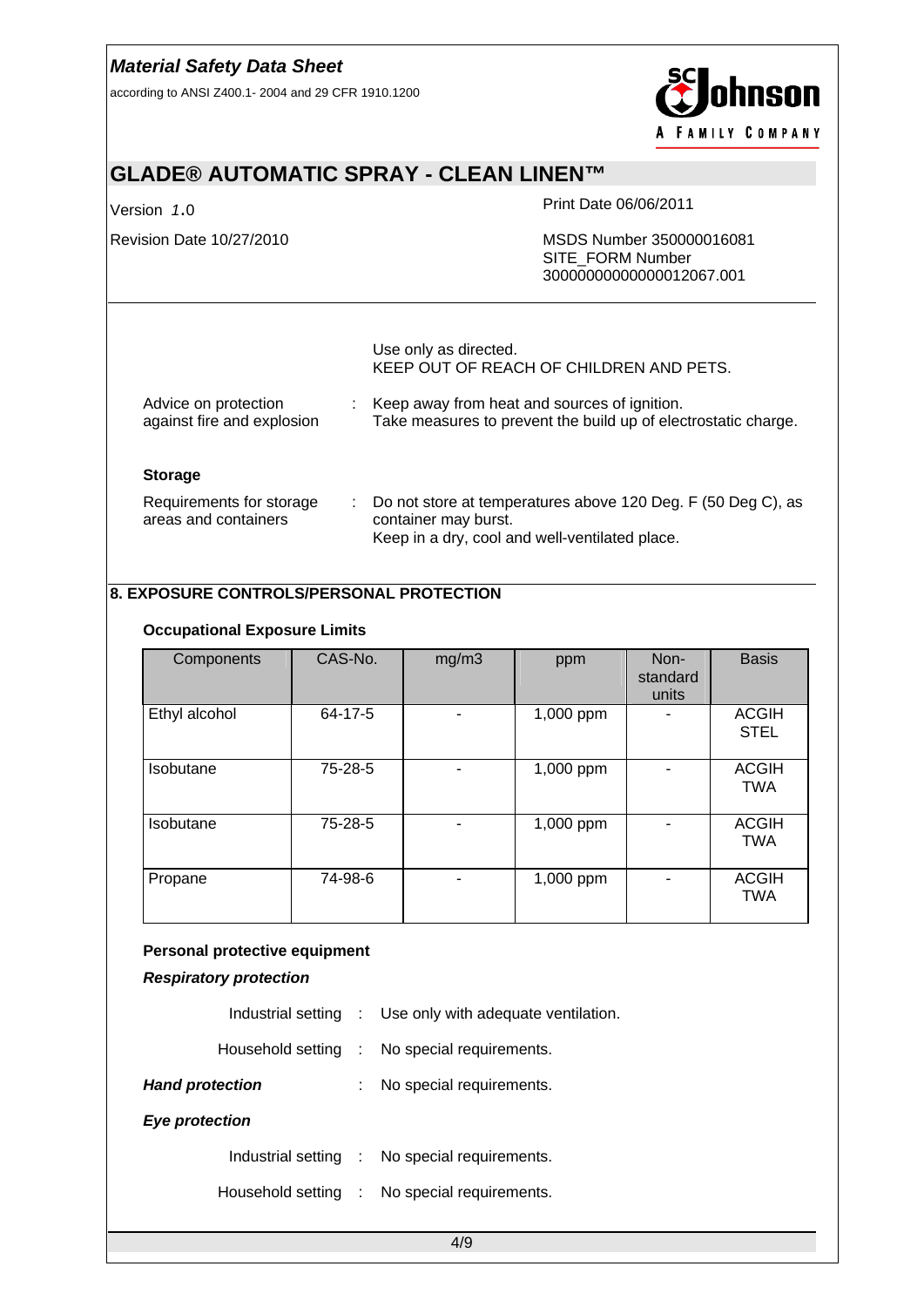Use only as directed.
KEEP OUT OF REACH OF CHILDREN AND PETS.

Advice on protection against fire and explosion : Keep away from heat and sources of ignition. Take measures to prevent the build up of electrostatic charge.

**Storage**

Requirements for storage areas and containers : Do not store at temperatures above 120 Deg. F (50 Deg C), as container may burst. Keep in a dry, cool and well-ventilated place.

## 8. EXPOSURE CONTROLS/PERSONAL PROTECTION

**Occupational Exposure Limits**

| Components | CAS-No. | mg/m3 | ppm | Non-standard units | Basis |
|---|---|---|---|---|---|
| Ethyl alcohol | 64-17-5 | - | 1,000 ppm | - | ACGIH STEL |
| Isobutane | 75-28-5 | - | 1,000 ppm | - | ACGIH TWA |
| Isobutane | 75-28-5 | - | 1,000 ppm | - | ACGIH TWA |
| Propane | 74-98-6 | - | 1,000 ppm | - | ACGIH TWA |

**Personal protective equipment**

***Respiratory protection***

Industrial setting : Use only with adequate ventilation.

Household setting : No special requirements.

***Hand protection*** : No special requirements.

***Eye protection***

Industrial setting : No special requirements.

Household setting : No special requirements.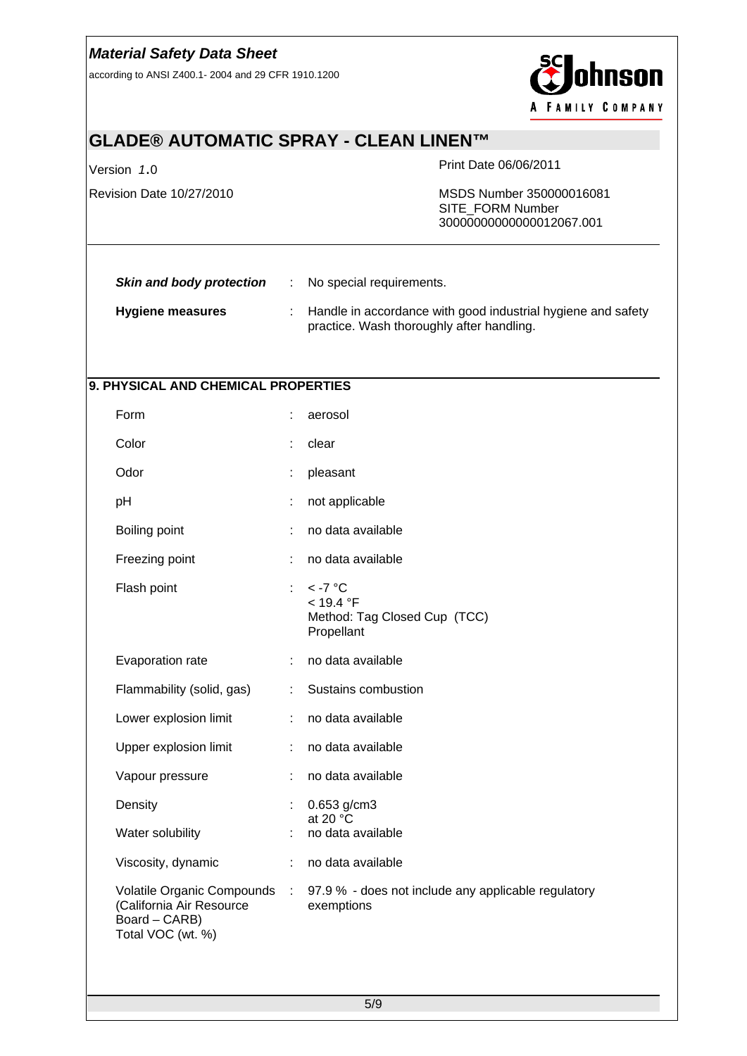| | | |
|---|---|---|
| ***Skin and body protection*** | : | No special requirements. |
| **Hygiene measures** | : | Handle in accordance with good industrial hygiene and safety practice. Wash thoroughly after handling. |

## 9. PHYSICAL AND CHEMICAL PROPERTIES

| | | |
|---|---|---|
| Form | : | aerosol |
| Color | : | clear |
| Odor | : | pleasant |
| pH | : | not applicable |
| Boiling point | : | no data available |
| Freezing point | : | no data available |
| Flash point | : | < -7 °C<br>< 19.4 °F<br>Method: Tag Closed Cup (TCC)<br>Propellant |
| Evaporation rate | : | no data available |
| Flammability (solid, gas) | : | Sustains combustion |
| Lower explosion limit | : | no data available |
| Upper explosion limit | : | no data available |
| Vapour pressure | : | no data available |
| Density | : | 0.653 g/cm3<br>at 20 °C |
| Water solubility | : | no data available |
| Viscosity, dynamic | : | no data available |
| Volatile Organic Compounds (California Air Resource Board – CARB) Total VOC (wt. %) | : | 97.9 % - does not include any applicable regulatory exemptions |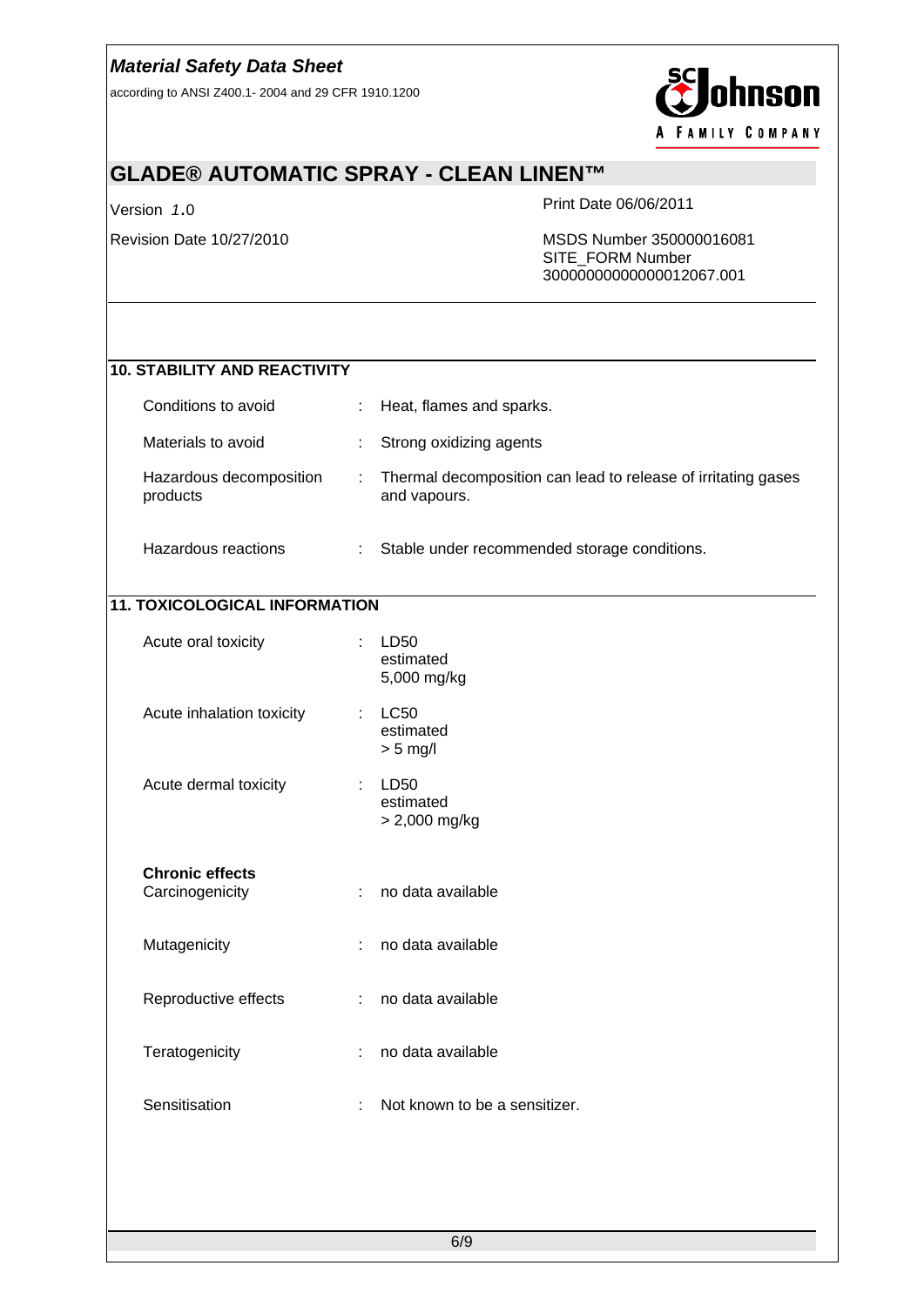## 10. STABILITY AND REACTIVITY

| | | |
|---|---|---|
| Conditions to avoid | : | Heat, flames and sparks. |
| Materials to avoid | : | Strong oxidizing agents |
| Hazardous decomposition products | : | Thermal decomposition can lead to release of irritating gases and vapours. |
| Hazardous reactions | : | Stable under recommended storage conditions. |

## 11. TOXICOLOGICAL INFORMATION

| | | |
|---|---|---|
| Acute oral toxicity | : | LD50<br>estimated<br>5,000 mg/kg |
| Acute inhalation toxicity | : | LC50<br>estimated<br>> 5 mg/l |
| Acute dermal toxicity | : | LD50<br>estimated<br>> 2,000 mg/kg |

**Chronic effects**

| | | |
|---|---|---|
| Carcinogenicity | : | no data available |
| Mutagenicity | : | no data available |
| Reproductive effects | : | no data available |
| Teratogenicity | : | no data available |
| Sensitisation | : | Not known to be a sensitizer. |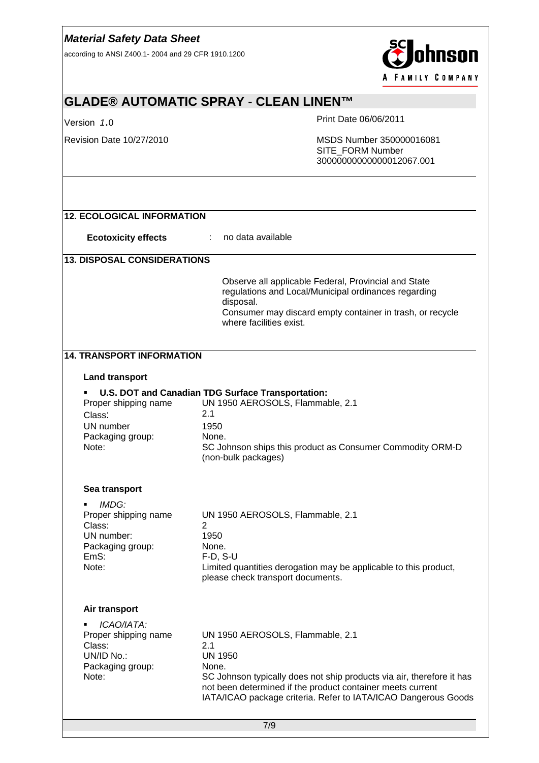# GLADE® AUTOMATIC SPRAY - CLEAN LINEN™

Version 1.0

Revision Date 10/27/2010

Print Date 06/06/2011

MSDS Number 350000016081
SITE_FORM Number
30000000000000012067.001

## 12. ECOLOGICAL INFORMATION

**Ecotoxicity effects** : no data available

## 13. DISPOSAL CONSIDERATIONS

Observe all applicable Federal, Provincial and State regulations and Local/Municipal ordinances regarding disposal.
Consumer may discard empty container in trash, or recycle where facilities exist.

## 14. TRANSPORT INFORMATION

### Land transport

- **U.S. DOT and Canadian TDG Surface Transportation:**

| | |
|---|---|
| Proper shipping name | UN 1950 AEROSOLS, Flammable, 2.1 |
| Class: | 2.1 |
| UN number | 1950 |
| Packaging group: | None. |
| Note: | SC Johnson ships this product as Consumer Commodity ORM-D (non-bulk packages) |

### Sea transport

- *IMDG:*

| | |
|---|---|
| Proper shipping name | UN 1950 AEROSOLS, Flammable, 2.1 |
| Class: | 2 |
| UN number: | 1950 |
| Packaging group: | None. |
| EmS: | F-D, S-U |
| Note: | Limited quantities derogation may be applicable to this product, please check transport documents. |

### Air transport

- *ICAO/IATA:*

| | |
|---|---|
| Proper shipping name | UN 1950 AEROSOLS, Flammable, 2.1 |
| Class: | 2.1 |
| UN/ID No.: | UN 1950 |
| Packaging group: | None. |
| Note: | SC Johnson typically does not ship products via air, therefore it has not been determined if the product container meets current IATA/ICAO package criteria. Refer to IATA/ICAO Dangerous Goods |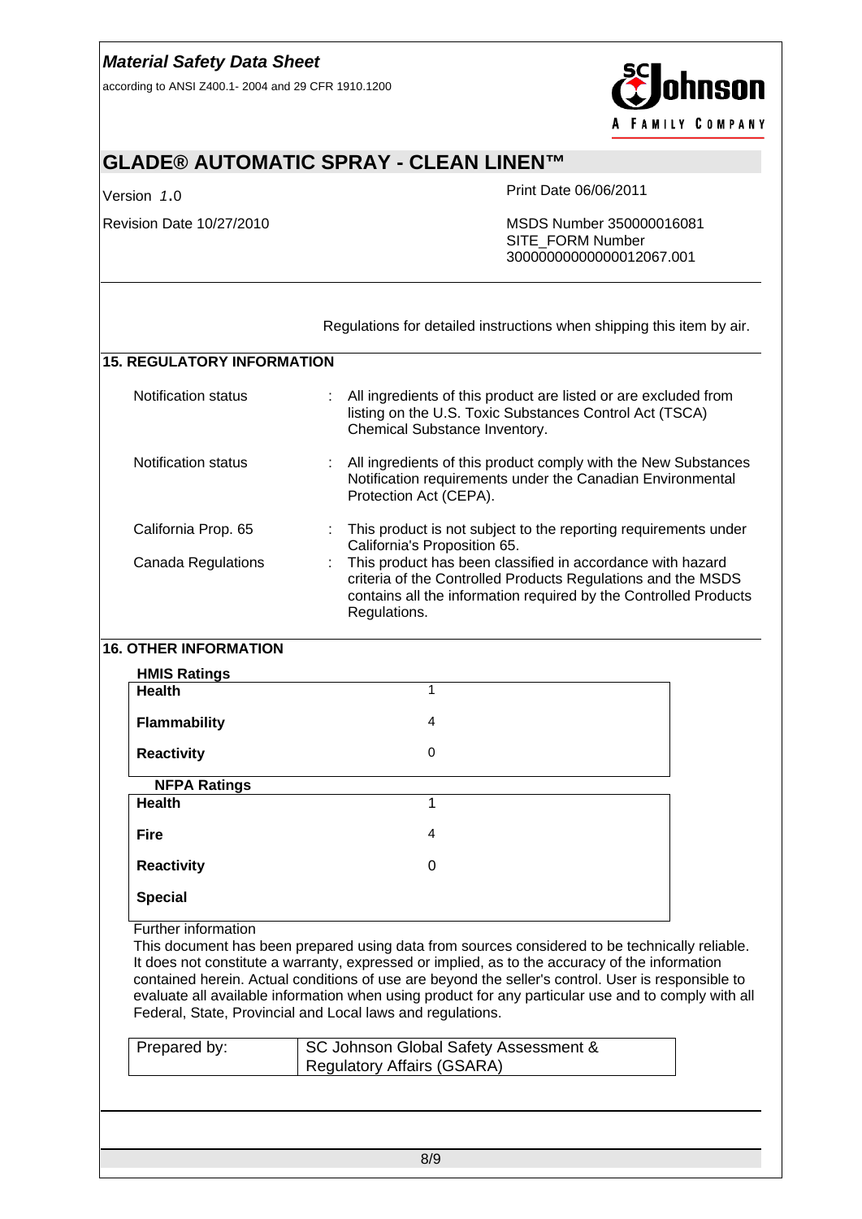Regulations for detailed instructions when shipping this item by air.

## 15. REGULATORY INFORMATION

| | | |
|---|---|---|
| Notification status | : | All ingredients of this product are listed or are excluded from listing on the U.S. Toxic Substances Control Act (TSCA) Chemical Substance Inventory. |
| Notification status | : | All ingredients of this product comply with the New Substances Notification requirements under the Canadian Environmental Protection Act (CEPA). |
| California Prop. 65 | : | This product is not subject to the reporting requirements under California's Proposition 65. |
| Canada Regulations | : | This product has been classified in accordance with hazard criteria of the Controlled Products Regulations and the MSDS contains all the information required by the Controlled Products Regulations. |

## 16. OTHER INFORMATION

**HMIS Ratings**

| | |
|---|---|
| **Health** | 1 |
| **Flammability** | 4 |
| **Reactivity** | 0 |

**NFPA Ratings**

| | |
|---|---|
| **Health** | 1 |
| **Fire** | 4 |
| **Reactivity** | 0 |
| **Special** | |

Further information

This document has been prepared using data from sources considered to be technically reliable. It does not constitute a warranty, expressed or implied, as to the accuracy of the information contained herein. Actual conditions of use are beyond the seller's control. User is responsible to evaluate all available information when using product for any particular use and to comply with all Federal, State, Provincial and Local laws and regulations.

| | |
|---|---|
| Prepared by: | SC Johnson Global Safety Assessment & Regulatory Affairs (GSARA) |